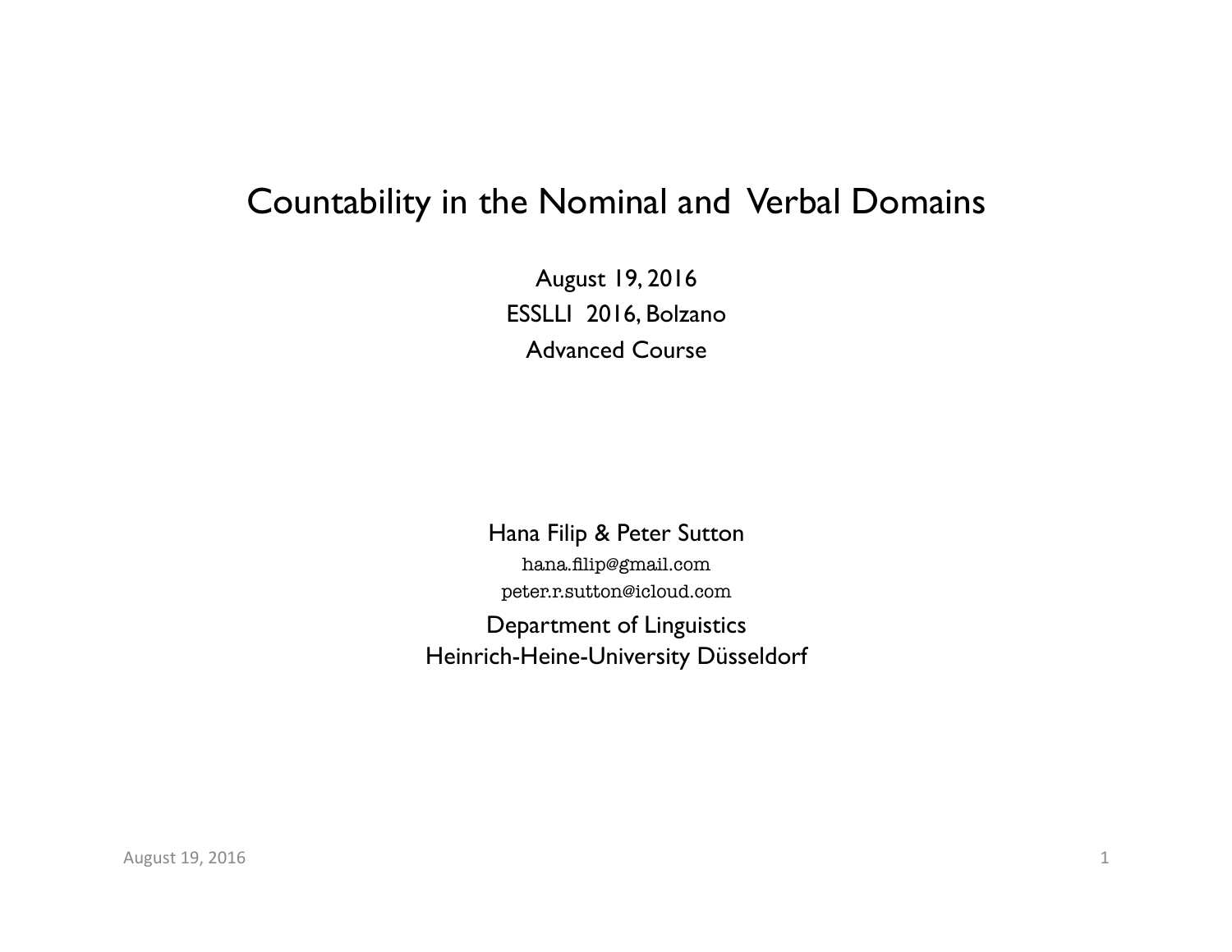# Countability in the Nominal and Verbal Domains

August 19, 2016
ESSLLI 2016, Bolzano
Advanced Course

Hana Filip & Peter Sutton
hana.filip@gmail.com
peter.r.sutton@icloud.com
Department of Linguistics
Heinrich-Heine-University Düsseldorf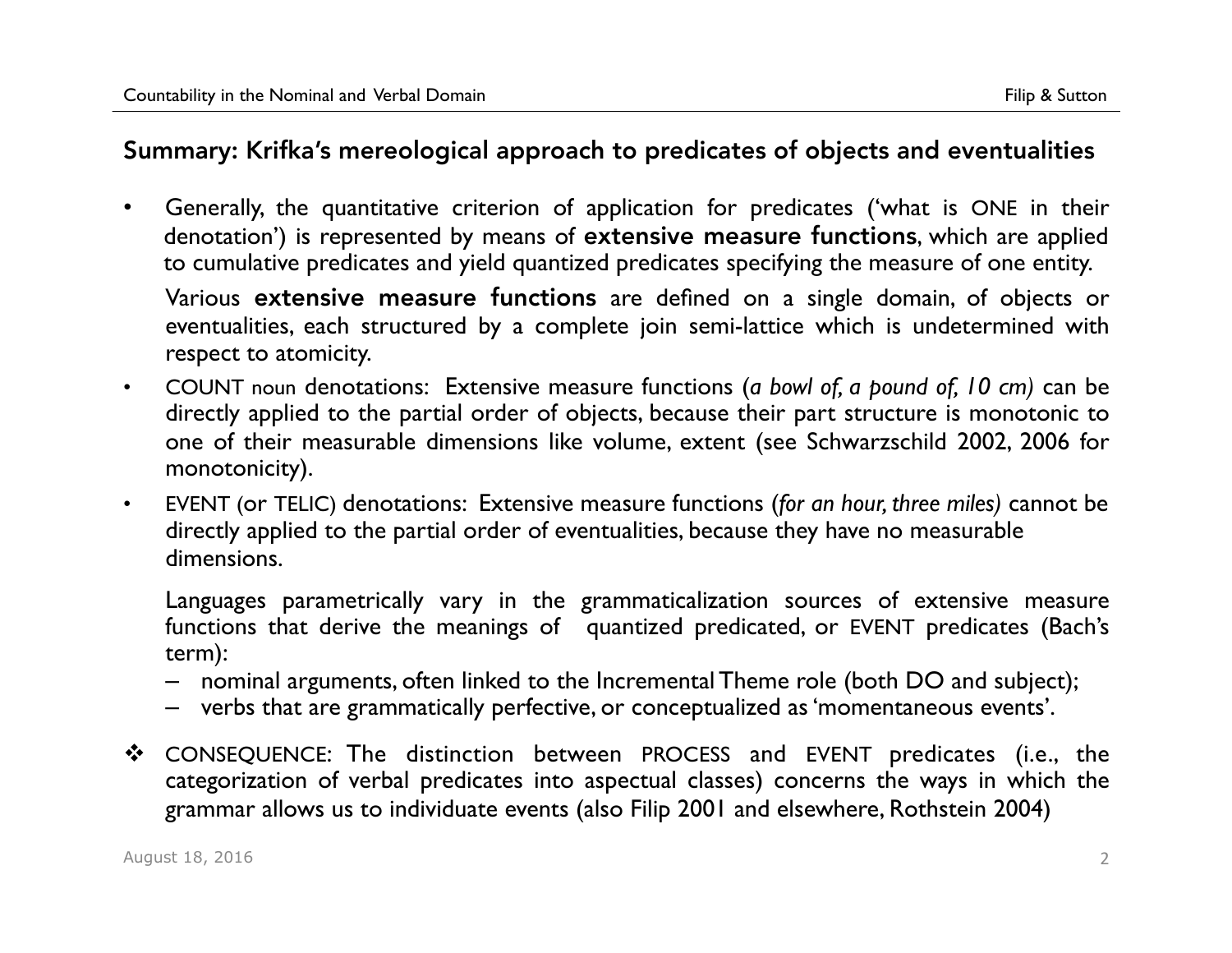## Summary: Krifka's mereological approach to predicates of objects and eventualities

- Generally, the quantitative criterion of application for predicates ('what is ONE in their denotation') is represented by means of **extensive measure functions**, which are applied to cumulative predicates and yield quantized predicates specifying the measure of one entity.

  Various **extensive measure functions** are defined on a single domain, of objects or eventualities, each structured by a complete join semi-lattice which is undetermined with respect to atomicity.

- COUNT noun denotations: Extensive measure functions (*a bowl of, a pound of, 10 cm)* can be directly applied to the partial order of objects, because their part structure is monotonic to one of their measurable dimensions like volume, extent (see Schwarzschild 2002, 2006 for monotonicity).

- EVENT (or TELIC) denotations: Extensive measure functions (*for an hour, three miles)* cannot be directly applied to the partial order of eventualities, because they have no measurable dimensions.

  Languages parametrically vary in the grammaticalization sources of extensive measure functions that derive the meanings of quantized predicated, or EVENT predicates (Bach's term):

  – nominal arguments, often linked to the Incremental Theme role (both DO and subject);
  – verbs that are grammatically perfective, or conceptualized as 'momentaneous events'.

❖ CONSEQUENCE: The distinction between PROCESS and EVENT predicates (i.e., the categorization of verbal predicates into aspectual classes) concerns the ways in which the grammar allows us to individuate events (also Filip 2001 and elsewhere, Rothstein 2004)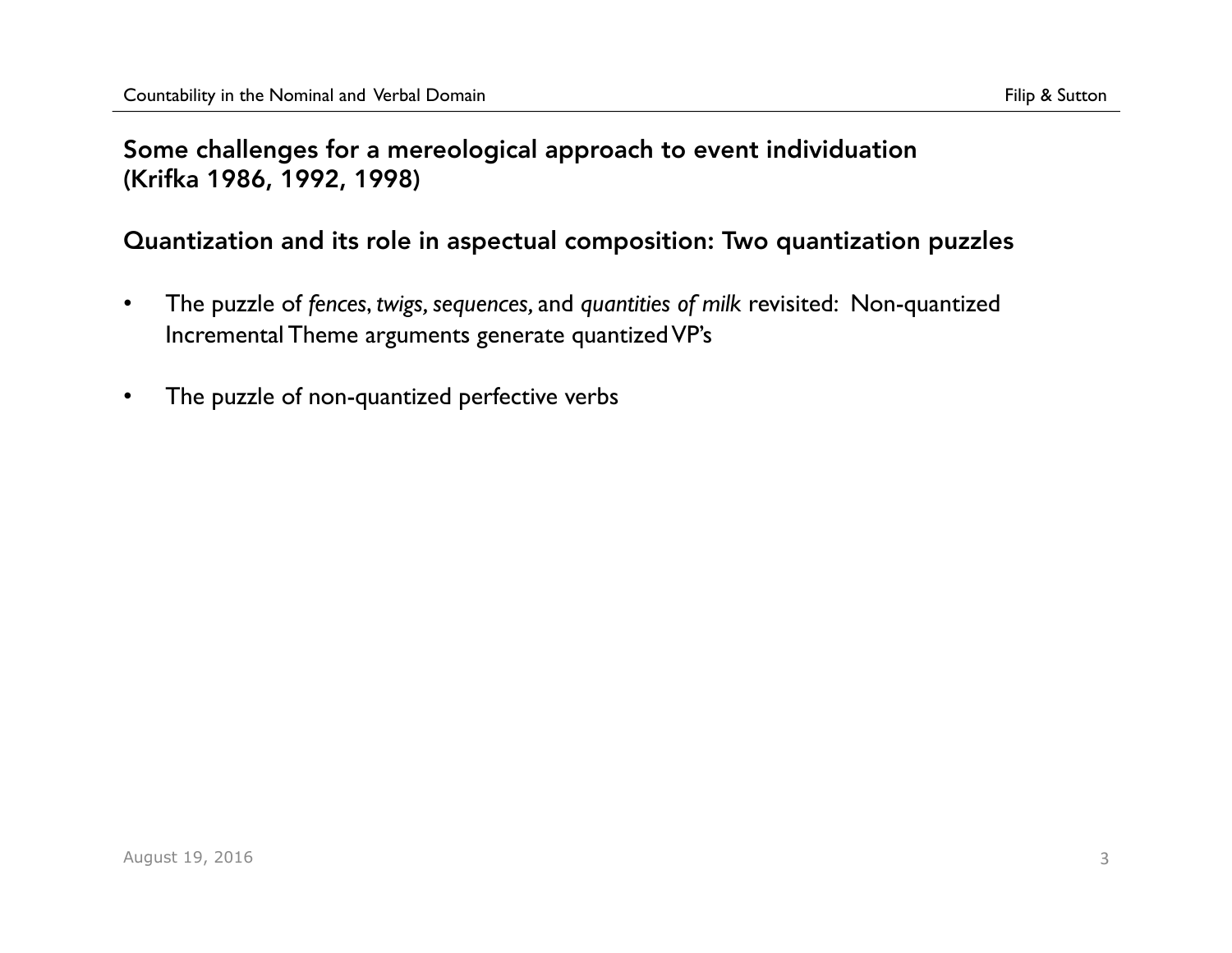## Some challenges for a mereological approach to event individuation (Krifka 1986, 1992, 1998)

## Quantization and its role in aspectual composition: Two quantization puzzles

- The puzzle of *fences*, *twigs*, *sequences,* and *quantities of milk* revisited: Non-quantized Incremental Theme arguments generate quantized VP's
- The puzzle of non-quantized perfective verbs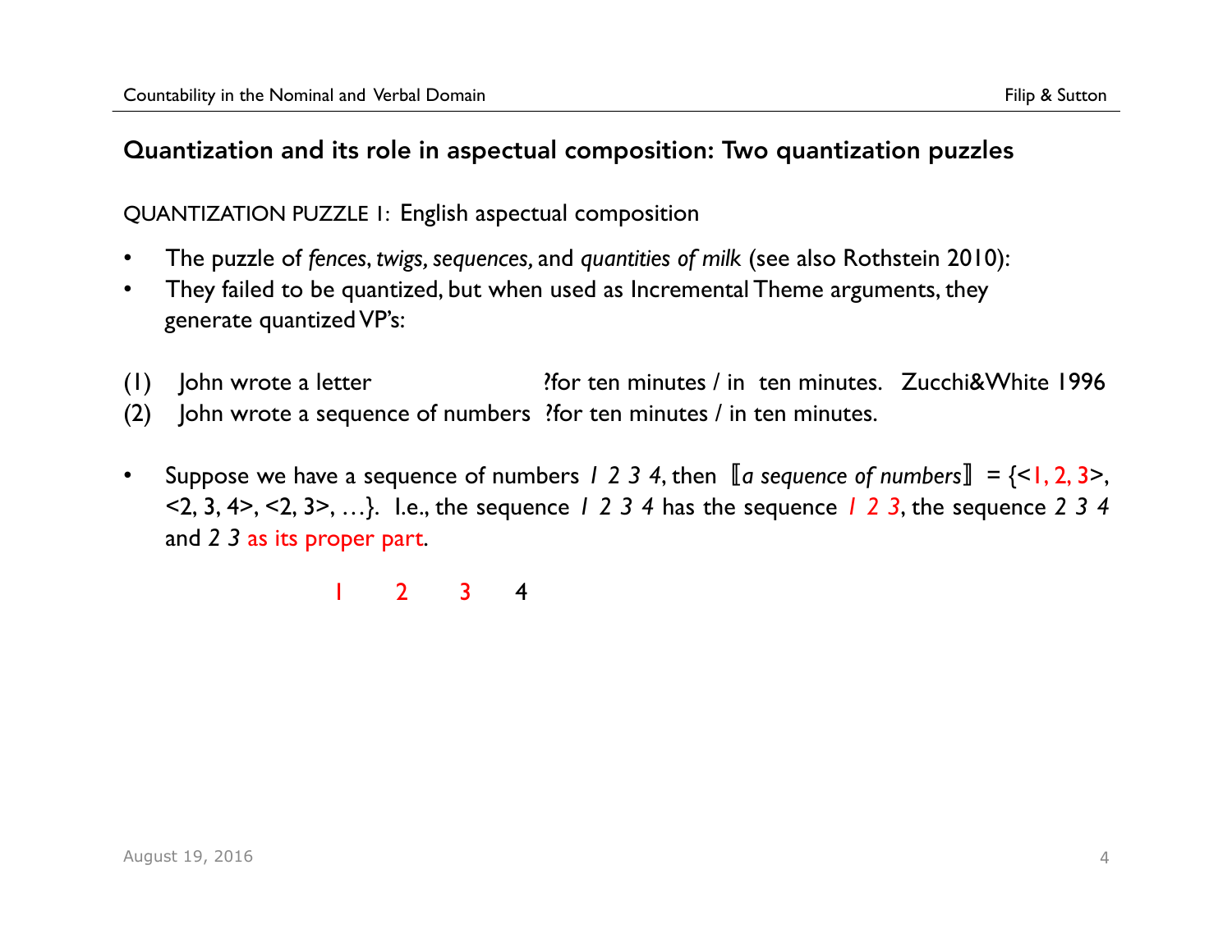## Quantization and its role in aspectual composition: Two quantization puzzles

QUANTIZATION PUZZLE 1: English aspectual composition

- The puzzle of *fences*, *twigs, sequences,* and *quantities of milk* (see also Rothstein 2010):
- They failed to be quantized, but when used as Incremental Theme arguments, they generate quantized VP's:

(1) John wrote a letter ?for ten minutes / in ten minutes. Zucchi&White 1996
(2) John wrote a sequence of numbers ?for ten minutes / in ten minutes.

- Suppose we have a sequence of numbers *1 2 3 4*, then ⟦*a sequence of numbers*⟧ = {<1, 2, 3>, <2, 3, 4>, <2, 3>, …}. I.e., the sequence *1 2 3 4* has the sequence *1 2 3*, the sequence *2 3 4* and *2 3* as its proper part.

1 2 3 4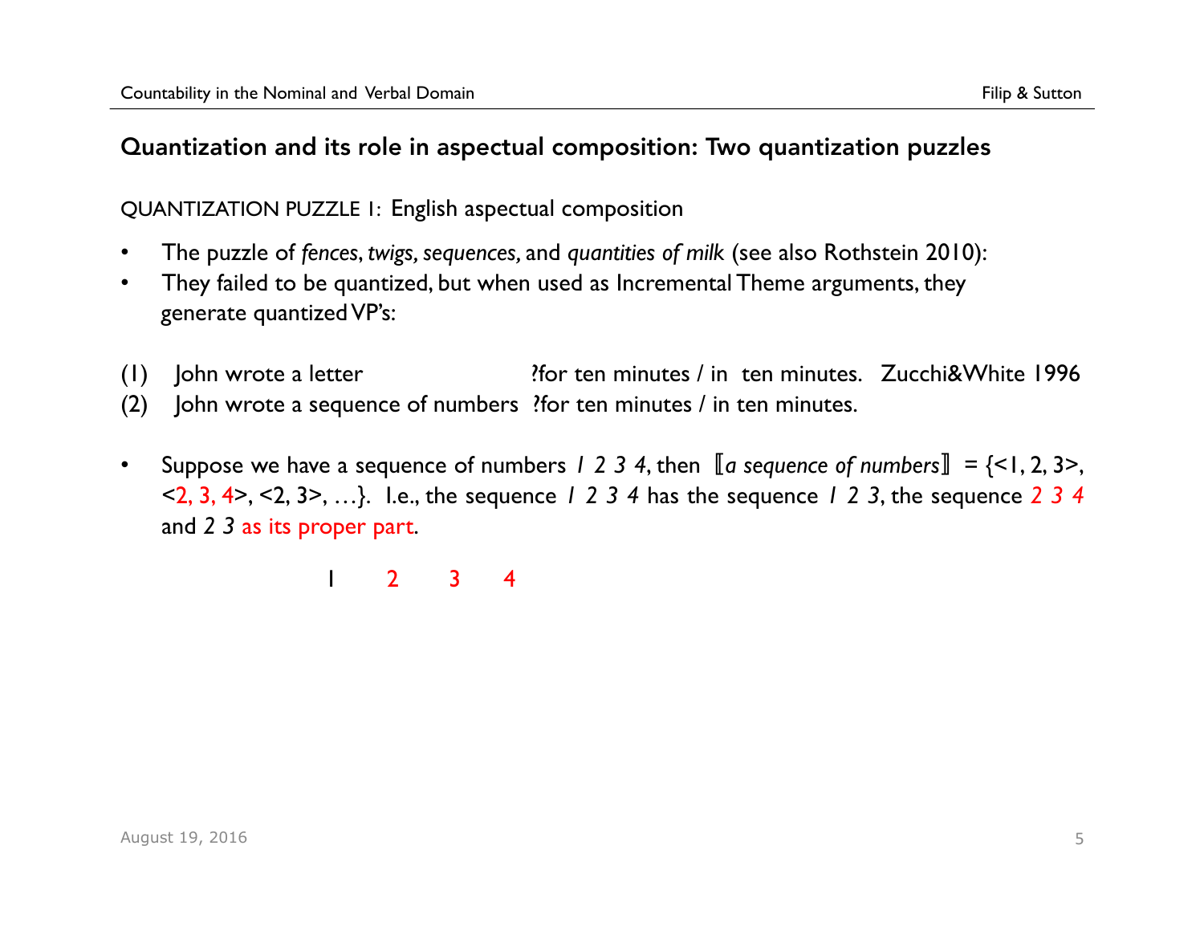## Quantization and its role in aspectual composition: Two quantization puzzles

QUANTIZATION PUZZLE 1: English aspectual composition

- The puzzle of *fences*, *twigs, sequences,* and *quantities of milk* (see also Rothstein 2010):
- They failed to be quantized, but when used as Incremental Theme arguments, they generate quantized VP's:

(1) John wrote a letter ?for ten minutes / in ten minutes. Zucchi&White 1996

(2) John wrote a sequence of numbers ?for ten minutes / in ten minutes.

- Suppose we have a sequence of numbers *1 2 3 4*, then ⟦*a sequence of numbers*⟧ = {<1, 2, 3>, <2, 3, 4>, <2, 3>, …}. I.e., the sequence *1 2 3 4* has the sequence *1 2 3*, the sequence *2 3 4* and *2 3* as its proper part.

1 2 3 4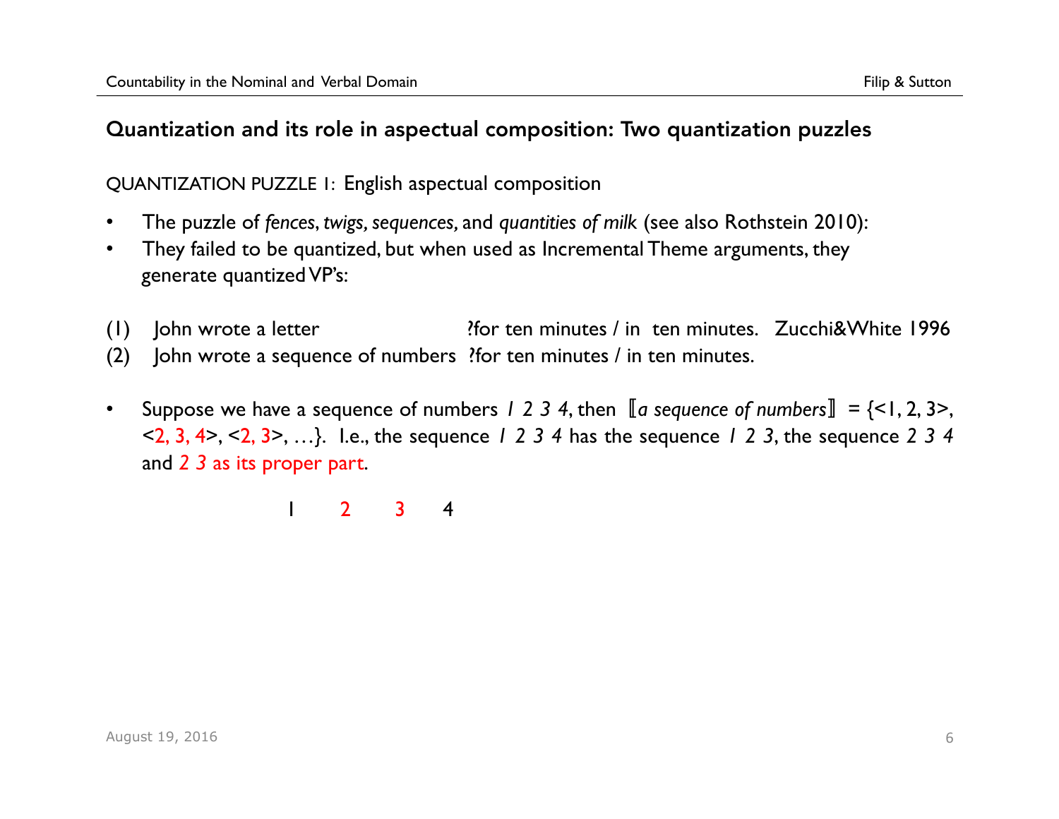## Quantization and its role in aspectual composition: Two quantization puzzles

QUANTIZATION PUZZLE 1: English aspectual composition

- The puzzle of *fences*, *twigs, sequences,* and *quantities of milk* (see also Rothstein 2010):
- They failed to be quantized, but when used as Incremental Theme arguments, they generate quantized VP's:

(1) John wrote a letter ?for ten minutes / in ten minutes. Zucchi&White 1996

(2) John wrote a sequence of numbers ?for ten minutes / in ten minutes.

- Suppose we have a sequence of numbers *1 2 3 4*, then ⟦*a sequence of numbers*⟧ = {<1, 2, 3>, <2, 3, 4>, <2, 3>, …}. I.e., the sequence *1 2 3 4* has the sequence *1 2 3*, the sequence *2 3 4* and *2 3* as its proper part.

1 2 3 4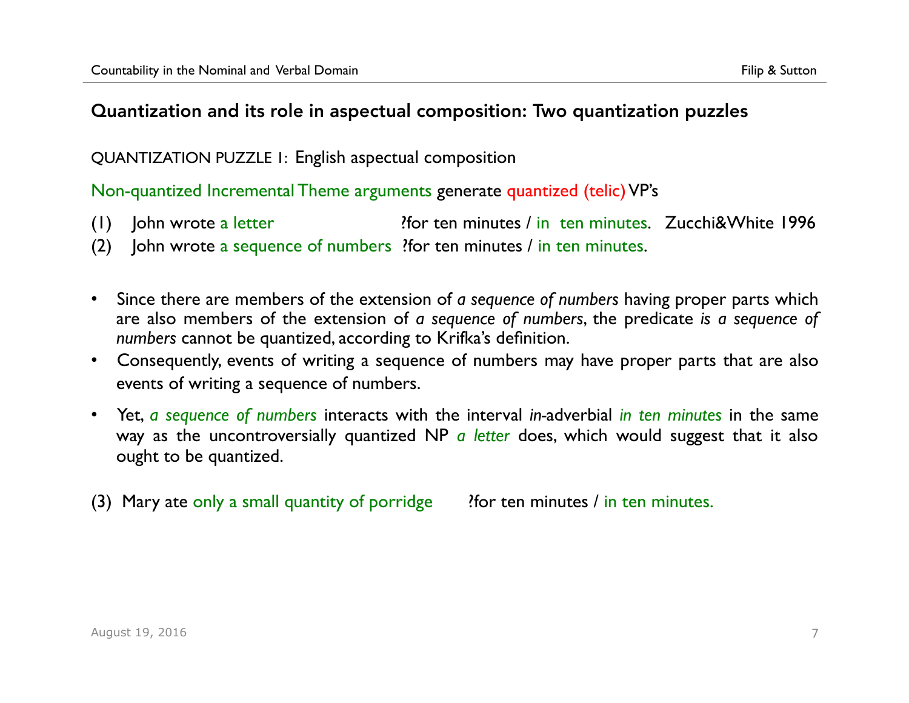## Quantization and its role in aspectual composition: Two quantization puzzles

QUANTIZATION PUZZLE 1: English aspectual composition

Non-quantized Incremental Theme arguments generate quantized (telic) VP's

(1) John wrote a letter ?for ten minutes / in ten minutes. Zucchi&White 1996

(2) John wrote a sequence of numbers ?for ten minutes / in ten minutes.

- Since there are members of the extension of *a sequence of numbers* having proper parts which are also members of the extension of *a sequence of numbers*, the predicate *is a sequence of numbers* cannot be quantized, according to Krifka's definition.
- Consequently, events of writing a sequence of numbers may have proper parts that are also events of writing a sequence of numbers.
- Yet, *a sequence of numbers* interacts with the interval *in*-adverbial *in ten minutes* in the same way as the uncontroversially quantized NP *a letter* does, which would suggest that it also ought to be quantized.

(3) Mary ate only a small quantity of porridge ?for ten minutes / in ten minutes.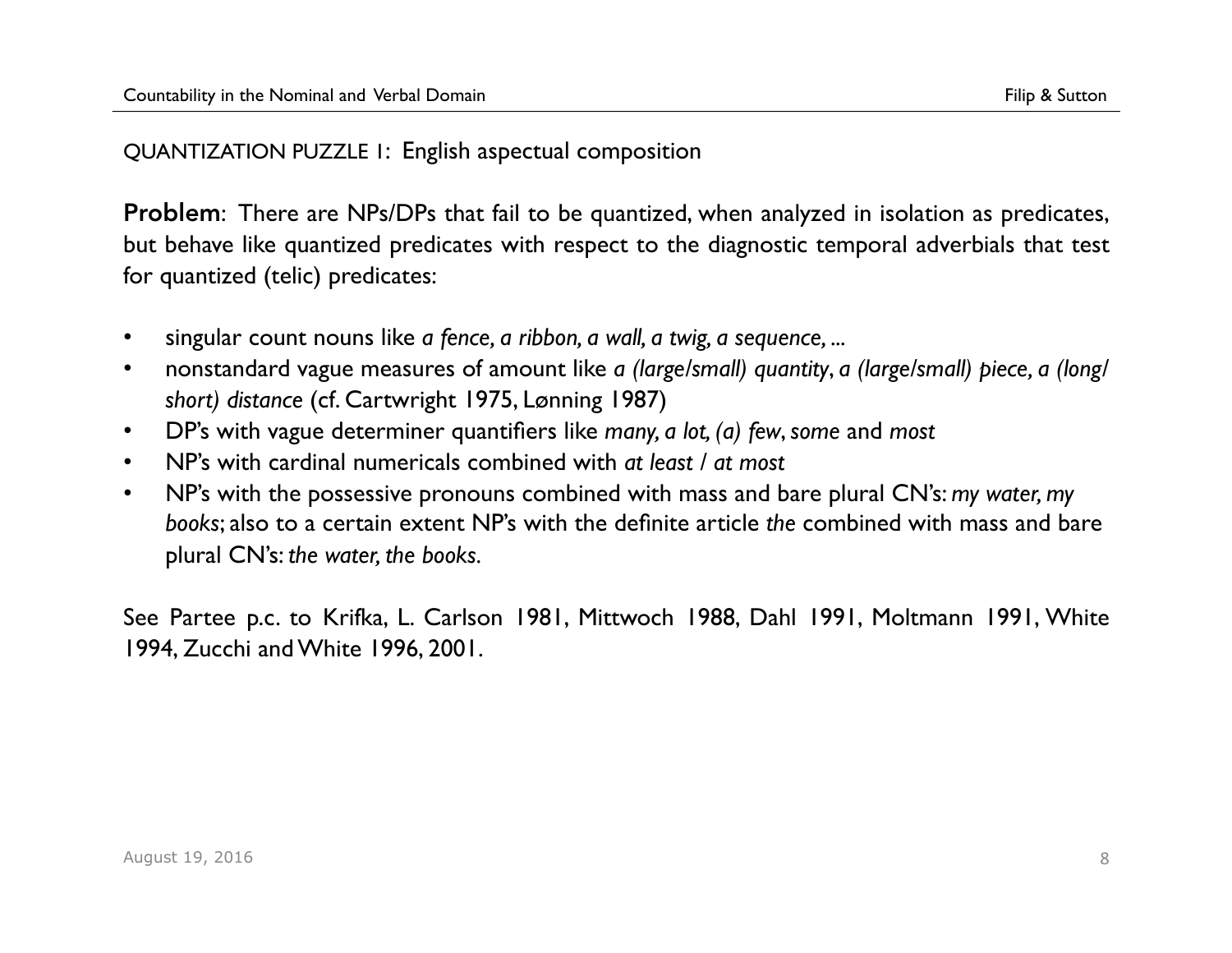QUANTIZATION PUZZLE 1: English aspectual composition

**Problem**: There are NPs/DPs that fail to be quantized, when analyzed in isolation as predicates, but behave like quantized predicates with respect to the diagnostic temporal adverbials that test for quantized (telic) predicates:

- singular count nouns like *a fence, a ribbon, a wall, a twig, a sequence, ...*
- nonstandard vague measures of amount like *a (large/small) quantity*, *a (large/small) piece, a (long/ short) distance* (cf. Cartwright 1975, Lønning 1987)
- DP's with vague determiner quantifiers like *many, a lot, (a) few*, *some* and *most*
- NP's with cardinal numericals combined with *at least* / *at most*
- NP's with the possessive pronouns combined with mass and bare plural CN's: *my water, my books*; also to a certain extent NP's with the definite article *the* combined with mass and bare plural CN's: *the water, the books.*

See Partee p.c. to Krifka, L. Carlson 1981, Mittwoch 1988, Dahl 1991, Moltmann 1991, White 1994, Zucchi and White 1996, 2001.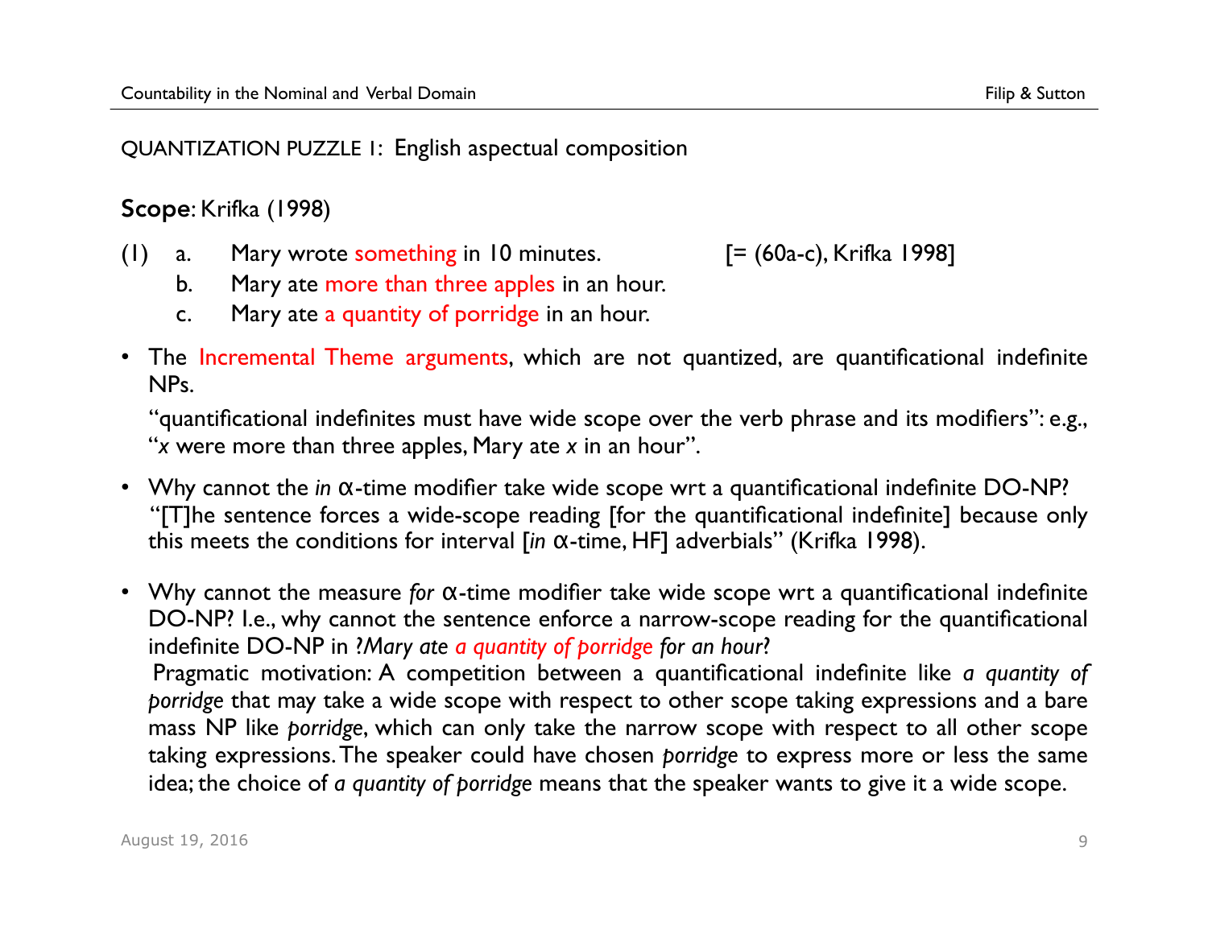QUANTIZATION PUZZLE 1: English aspectual composition

**Scope**: Krifka (1998)

(1) a. Mary wrote something in 10 minutes. [= (60a-c), Krifka 1998]
   b. Mary ate more than three apples in an hour.
   c. Mary ate a quantity of porridge in an hour.

- The Incremental Theme arguments, which are not quantized, are quantificational indefinite NPs.

  "quantificational indefinites must have wide scope over the verb phrase and its modifiers": e.g., "*x* were more than three apples, Mary ate *x* in an hour".

- Why cannot the *in* α-time modifier take wide scope wrt a quantificational indefinite DO-NP? "[T]he sentence forces a wide-scope reading [for the quantificational indefinite] because only this meets the conditions for interval [*in* α-time, HF] adverbials" (Krifka 1998).

- Why cannot the measure *for* α-time modifier take wide scope wrt a quantificational indefinite DO-NP? I.e., why cannot the sentence enforce a narrow-scope reading for the quantificational indefinite DO-NP in *?Mary ate a quantity of porridge for an hour*?
  
  Pragmatic motivation: A competition between a quantificational indefinite like *a quantity of porridge* that may take a wide scope with respect to other scope taking expressions and a bare mass NP like *porridge*, which can only take the narrow scope with respect to all other scope taking expressions. The speaker could have chosen *porridge* to express more or less the same idea; the choice of *a quantity of porridge* means that the speaker wants to give it a wide scope.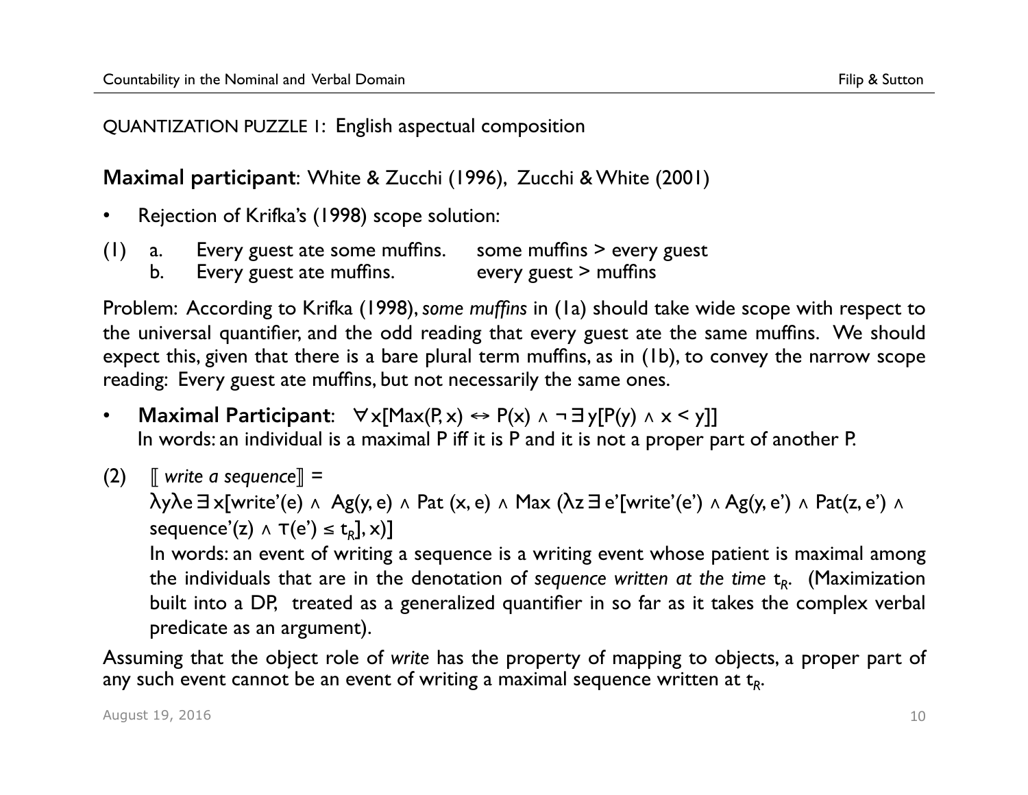QUANTIZATION PUZZLE 1: English aspectual composition

**Maximal participant**: White & Zucchi (1996), Zucchi & White (2001)

- Rejection of Krifka's (1998) scope solution:

(1) a. Every guest ate some muffins. some muffins > every guest
  b. Every guest ate muffins. every guest > muffins

Problem: According to Krifka (1998), *some muffins* in (1a) should take wide scope with respect to the universal quantifier, and the odd reading that every guest ate the same muffins. We should expect this, given that there is a bare plural term muffins, as in (1b), to convey the narrow scope reading: Every guest ate muffins, but not necessarily the same ones.

- **Maximal Participant**: $\forall x[\text{Max}(P, x) \leftrightarrow P(x) \wedge \neg \exists y[P(y) \wedge x < y]]$
  In words: an individual is a maximal P iff it is P and it is not a proper part of another P.

(2) ⟦ *write a sequence* ⟧ =
  $\lambda y \lambda e \exists x[\text{write'}(e) \wedge \text{Ag}(y, e) \wedge \text{Pat}(x, e) \wedge \text{Max}(\lambda z \exists e'[\text{write'}(e') \wedge \text{Ag}(y, e') \wedge \text{Pat}(z, e') \wedge \text{sequence'}(z) \wedge \tau(e') \leq t_R], x)]$
  In words: an event of writing a sequence is a writing event whose patient is maximal among the individuals that are in the denotation of *sequence written at the time* $t_R$. (Maximization built into a DP, treated as a generalized quantifier in so far as it takes the complex verbal predicate as an argument).

Assuming that the object role of *write* has the property of mapping to objects, a proper part of any such event cannot be an event of writing a maximal sequence written at $t_R$.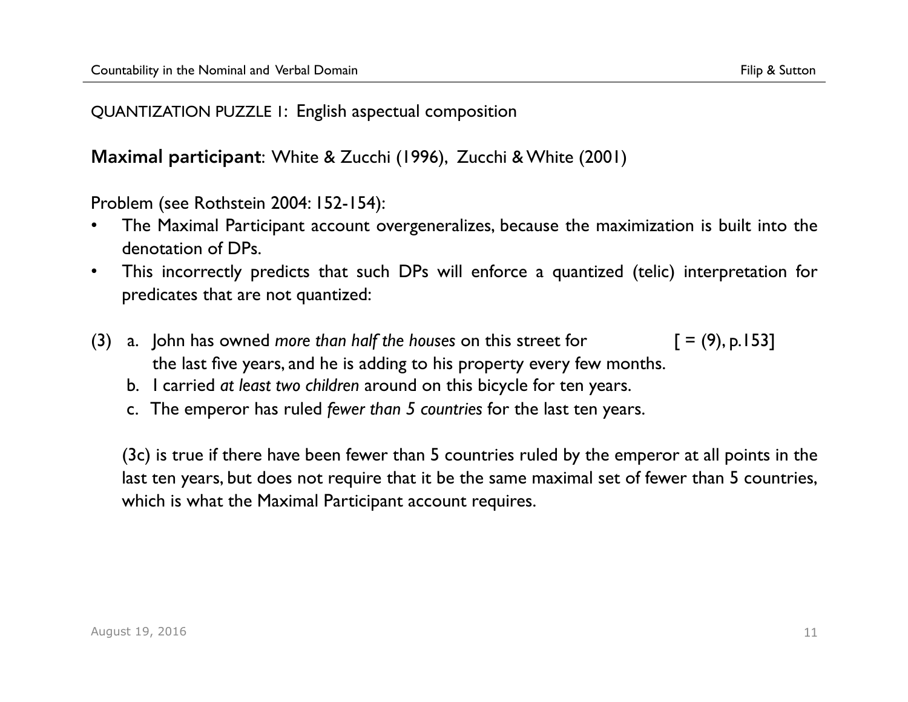QUANTIZATION PUZZLE 1: English aspectual composition

**Maximal participant**: White & Zucchi (1996), Zucchi & White (2001)

Problem (see Rothstein 2004: 152-154):

- The Maximal Participant account overgeneralizes, because the maximization is built into the denotation of DPs.
- This incorrectly predicts that such DPs will enforce a quantized (telic) interpretation for predicates that are not quantized:

(3) a. John has owned *more than half the houses* on this street for the last five years, and he is adding to his property every few months. [ = (9), p.153]

b. I carried *at least two children* around on this bicycle for ten years.

c. The emperor has ruled *fewer than 5 countries* for the last ten years.

(3c) is true if there have been fewer than 5 countries ruled by the emperor at all points in the last ten years, but does not require that it be the same maximal set of fewer than 5 countries, which is what the Maximal Participant account requires.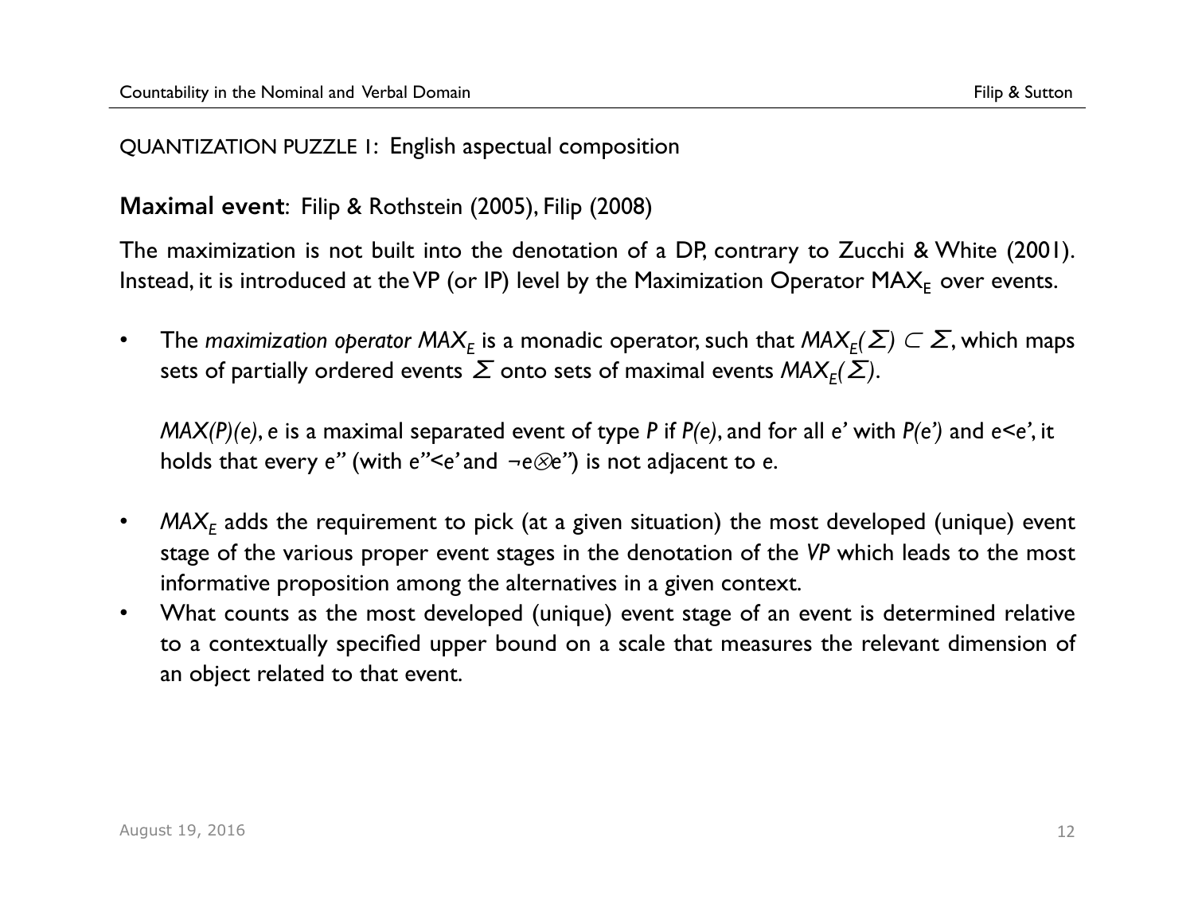QUANTIZATION PUZZLE 1: English aspectual composition

## **Maximal event**: Filip & Rothstein (2005), Filip (2008)

The maximization is not built into the denotation of a DP, contrary to Zucchi & White (2001). Instead, it is introduced at the VP (or IP) level by the Maximization Operator $MAX_E$ over events.

- The *maximization operator* $MAX_E$ is a monadic operator, such that $MAX_E(\Sigma) \subset \Sigma$, which maps sets of partially ordered events $\Sigma$ onto sets of maximal events $MAX_E(\Sigma)$.

  $MAX(P)(e)$, $e$ is a maximal separated event of type $P$ if $P(e)$, and for all $e'$ with $P(e')$ and $e<e'$, it holds that every $e''$ (with $e''<e'$ and $\neg e \otimes e''$) is not adjacent to e.

- $MAX_E$ adds the requirement to pick (at a given situation) the most developed (unique) event stage of the various proper event stages in the denotation of the *VP* which leads to the most informative proposition among the alternatives in a given context.
- What counts as the most developed (unique) event stage of an event is determined relative to a contextually specified upper bound on a scale that measures the relevant dimension of an object related to that event.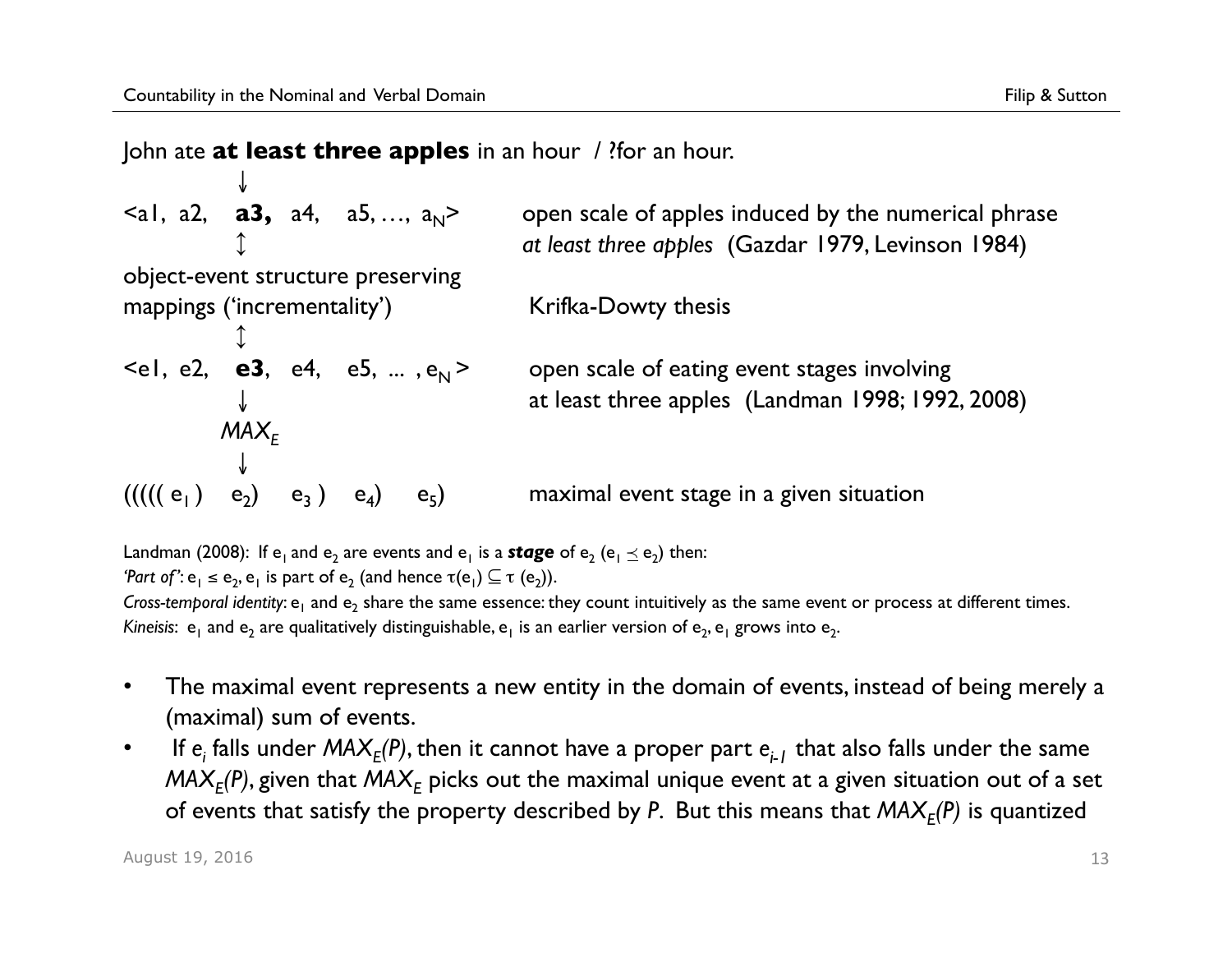John ate **at least three apples** in an hour / ?for an hour.

↓

<a1, a2, **a3,** a4, a5, …, $a_N$> open scale of apples induced by the numerical phrase *at least three apples* (Gazdar 1979, Levinson 1984)

↕

object-event structure preserving mappings ('incrementality') Krifka-Dowty thesis

↕

<e1, e2, **e3**, e4, e5, ... , $e_N$ > open scale of eating event stages involving at least three apples (Landman 1998; 1992, 2008)

↓

$MAX_E$

↓

((((( $e_1$ ) $e_2$) $e_3$ ) $e_4$) $e_5$) maximal event stage in a given situation

Landman (2008): If $e_1$ and $e_2$ are events and $e_1$ is a ***stage*** of $e_2$ ($e_1 \preceq e_2$) then:
*'Part of'*: $e_1 \leq e_2$, $e_1$ is part of $e_2$ (and hence $\tau(e_1) \subseteq \tau(e_2)$).
*Cross-temporal identity*: $e_1$ and $e_2$ share the same essence: they count intuitively as the same event or process at different times.
*Kineisis*: $e_1$ and $e_2$ are qualitatively distinguishable, $e_1$ is an earlier version of $e_2$, $e_1$ grows into $e_2$.

- The maximal event represents a new entity in the domain of events, instead of being merely a (maximal) sum of events.
- If $e_i$ falls under $MAX_E(P)$, then it cannot have a proper part $e_{i-1}$ that also falls under the same $MAX_E(P)$, given that $MAX_E$ picks out the maximal unique event at a given situation out of a set of events that satisfy the property described by *P*. But this means that $MAX_E(P)$ is quantized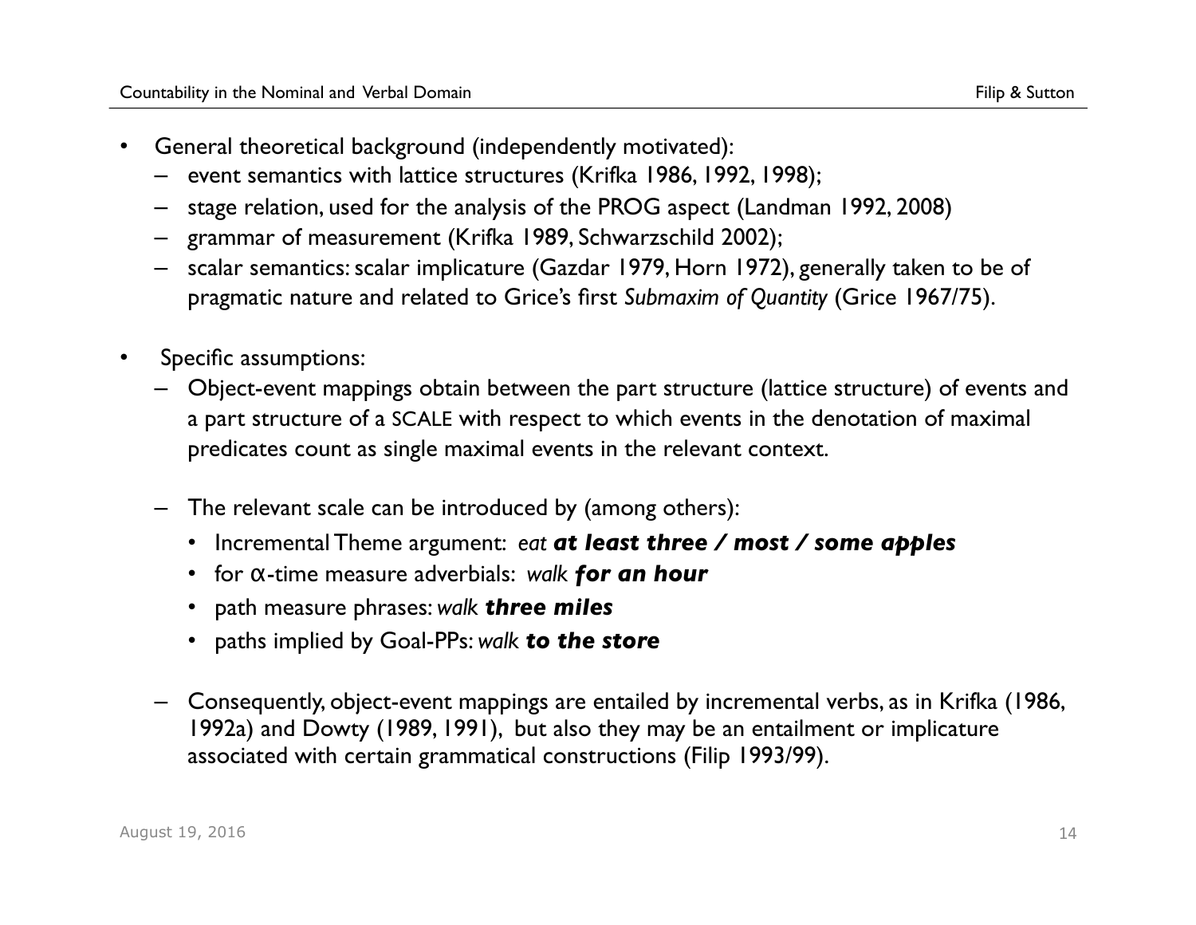- General theoretical background (independently motivated):
  - event semantics with lattice structures (Krifka 1986, 1992, 1998);
  - stage relation, used for the analysis of the PROG aspect (Landman 1992, 2008)
  - grammar of measurement (Krifka 1989, Schwarzschild 2002);
  - scalar semantics: scalar implicature (Gazdar 1979, Horn 1972), generally taken to be of pragmatic nature and related to Grice's first *Submaxim of Quantity* (Grice 1967/75).

- Specific assumptions:
  - Object-event mappings obtain between the part structure (lattice structure) of events and a part structure of a SCALE with respect to which events in the denotation of maximal predicates count as single maximal events in the relevant context.

  - The relevant scale can be introduced by (among others):
    - Incremental Theme argument: *eat* ***at least three / most / some apples***
    - for α-time measure adverbials: *walk* ***for an hour***
    - path measure phrases: *walk* ***three miles***
    - paths implied by Goal-PPs: *walk* ***to the store***

  - Consequently, object-event mappings are entailed by incremental verbs, as in Krifka (1986, 1992a) and Dowty (1989, 1991), but also they may be an entailment or implicature associated with certain grammatical constructions (Filip 1993/99).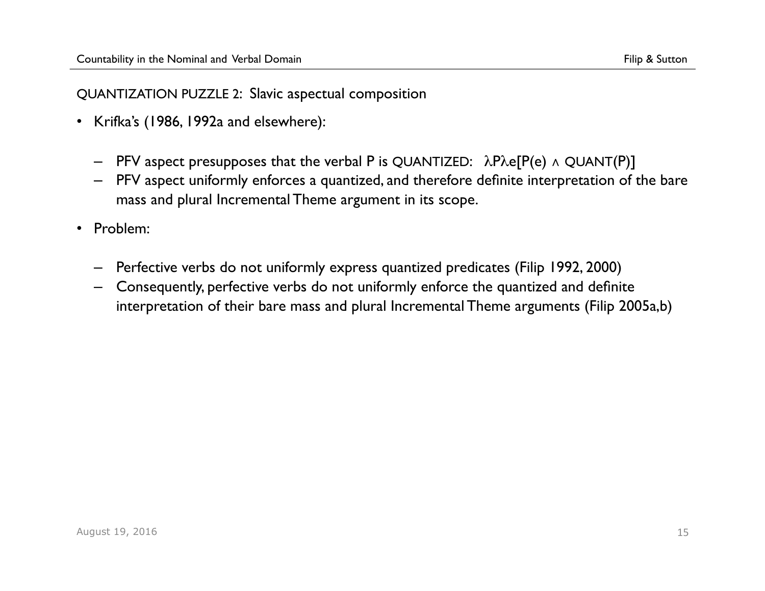QUANTIZATION PUZZLE 2: Slavic aspectual composition

- Krifka's (1986, 1992a and elsewhere):
  - PFV aspect presupposes that the verbal P is QUANTIZED: $\lambda P \lambda e[P(e) \wedge \text{QUANT}(P)]$
  - PFV aspect uniformly enforces a quantized, and therefore definite interpretation of the bare mass and plural Incremental Theme argument in its scope.
- Problem:
  - Perfective verbs do not uniformly express quantized predicates (Filip 1992, 2000)
  - Consequently, perfective verbs do not uniformly enforce the quantized and definite interpretation of their bare mass and plural Incremental Theme arguments (Filip 2005a,b)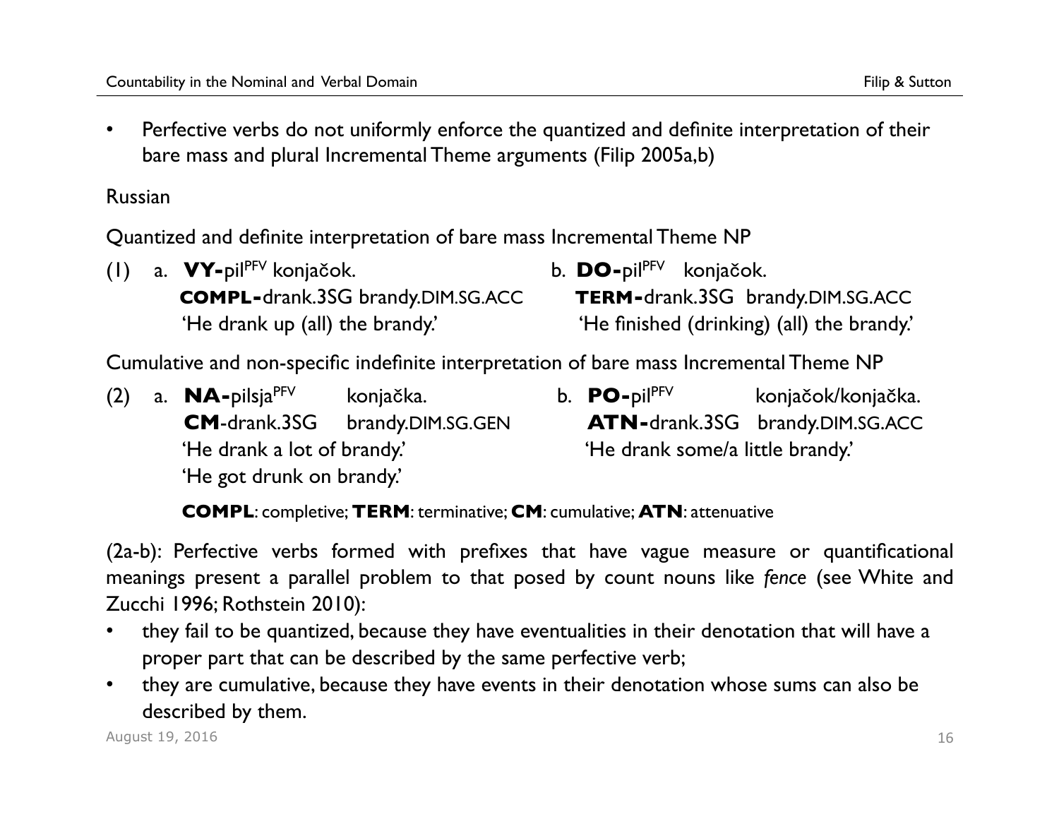- Perfective verbs do not uniformly enforce the quantized and definite interpretation of their bare mass and plural Incremental Theme arguments (Filip 2005a,b)

Russian

Quantized and definite interpretation of bare mass Incremental Theme NP

(1) a. **VY-**pil[PFV] konjačok.
**COMPL-**drank.3SG brandy.DIM.SG.ACC
'He drank up (all) the brandy.'

b. **DO-**pil[PFV] konjačok.
**TERM-**drank.3SG brandy.DIM.SG.ACC
'He finished (drinking) (all) the brandy.'

Cumulative and non-specific indefinite interpretation of bare mass Incremental Theme NP

(2) a. **NA-**pilsja[PFV] konjačka.
**CM**-drank.3SG brandy.DIM.SG.GEN
'He drank a lot of brandy.'
'He got drunk on brandy.'

b. **PO-**pil[PFV] konjačok/konjačka.
**ATN-**drank.3SG brandy.DIM.SG.ACC
'He drank some/a little brandy.'

**COMPL**: completive; **TERM**: terminative; **CM**: cumulative; **ATN**: attenuative

(2a-b): Perfective verbs formed with prefixes that have vague measure or quantificational meanings present a parallel problem to that posed by count nouns like *fence* (see White and Zucchi 1996; Rothstein 2010):

- they fail to be quantized, because they have eventualities in their denotation that will have a proper part that can be described by the same perfective verb;
- they are cumulative, because they have events in their denotation whose sums can also be described by them.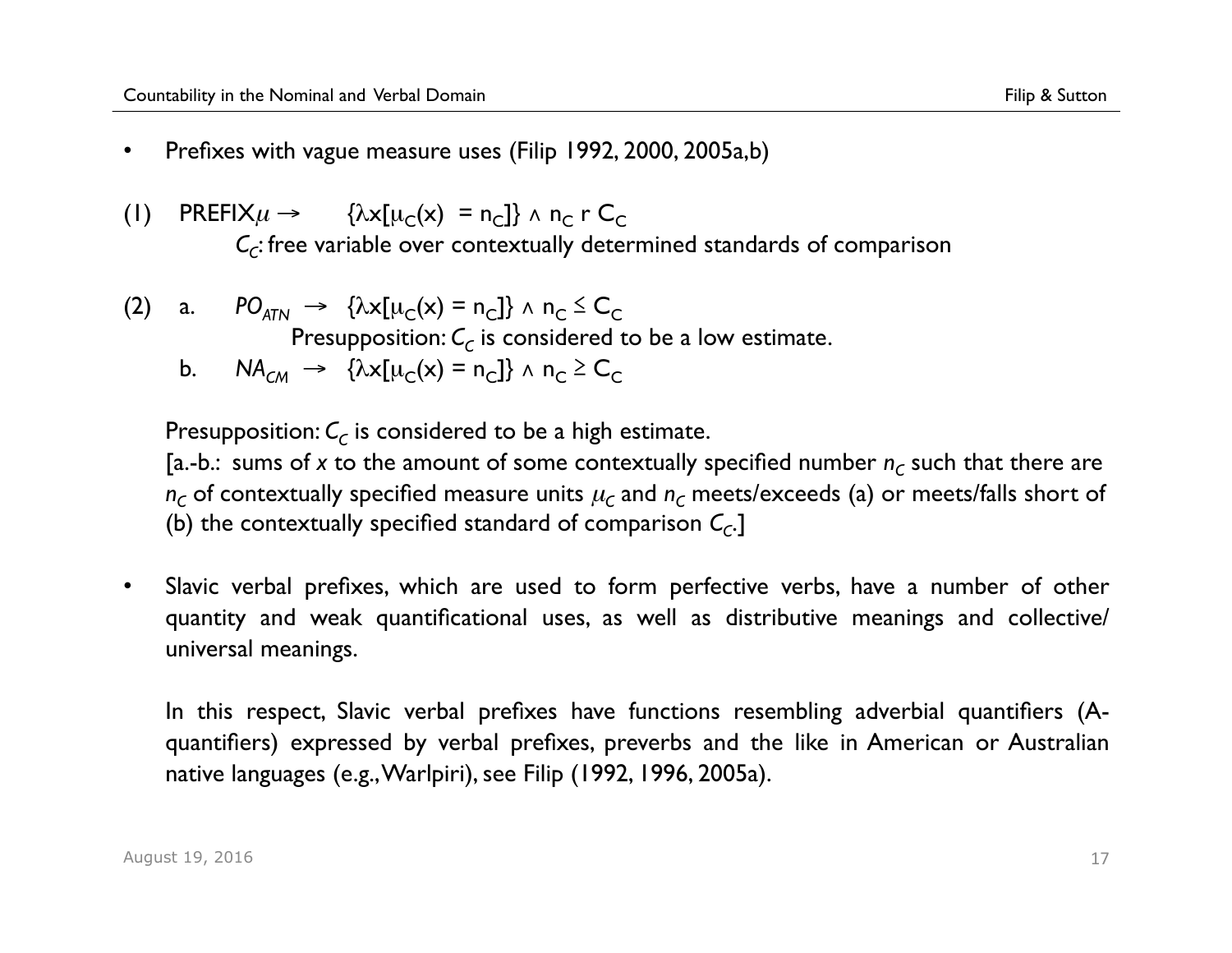- Prefixes with vague measure uses (Filip 1992, 2000, 2005a,b)

(1) PREFIX$\mu$ → $\{\lambda x[\mu_C(x) = n_C]\} \wedge n_C \; r \; C_C$

$C_C$: free variable over contextually determined standards of comparison

(2) a. *PO*$_{ATN}$ → $\{\lambda x[\mu_C(x) = n_C]\} \wedge n_C \leq C_C$

Presupposition: $C_C$ is considered to be a low estimate.

b. *NA*$_{CM}$ → $\{\lambda x[\mu_C(x) = n_C]\} \wedge n_C \geq C_C$

Presupposition: $C_C$ is considered to be a high estimate.

[a.-b.: sums of *x* to the amount of some contextually specified number $n_C$ such that there are $n_C$ of contextually specified measure units $\mu_C$ and $n_C$ meets/exceeds (a) or meets/falls short of (b) the contextually specified standard of comparison $C_C$.]

- Slavic verbal prefixes, which are used to form perfective verbs, have a number of other quantity and weak quantificational uses, as well as distributive meanings and collective/ universal meanings.

  In this respect, Slavic verbal prefixes have functions resembling adverbial quantifiers (A-quantifiers) expressed by verbal prefixes, preverbs and the like in American or Australian native languages (e.g., Warlpiri), see Filip (1992, 1996, 2005a).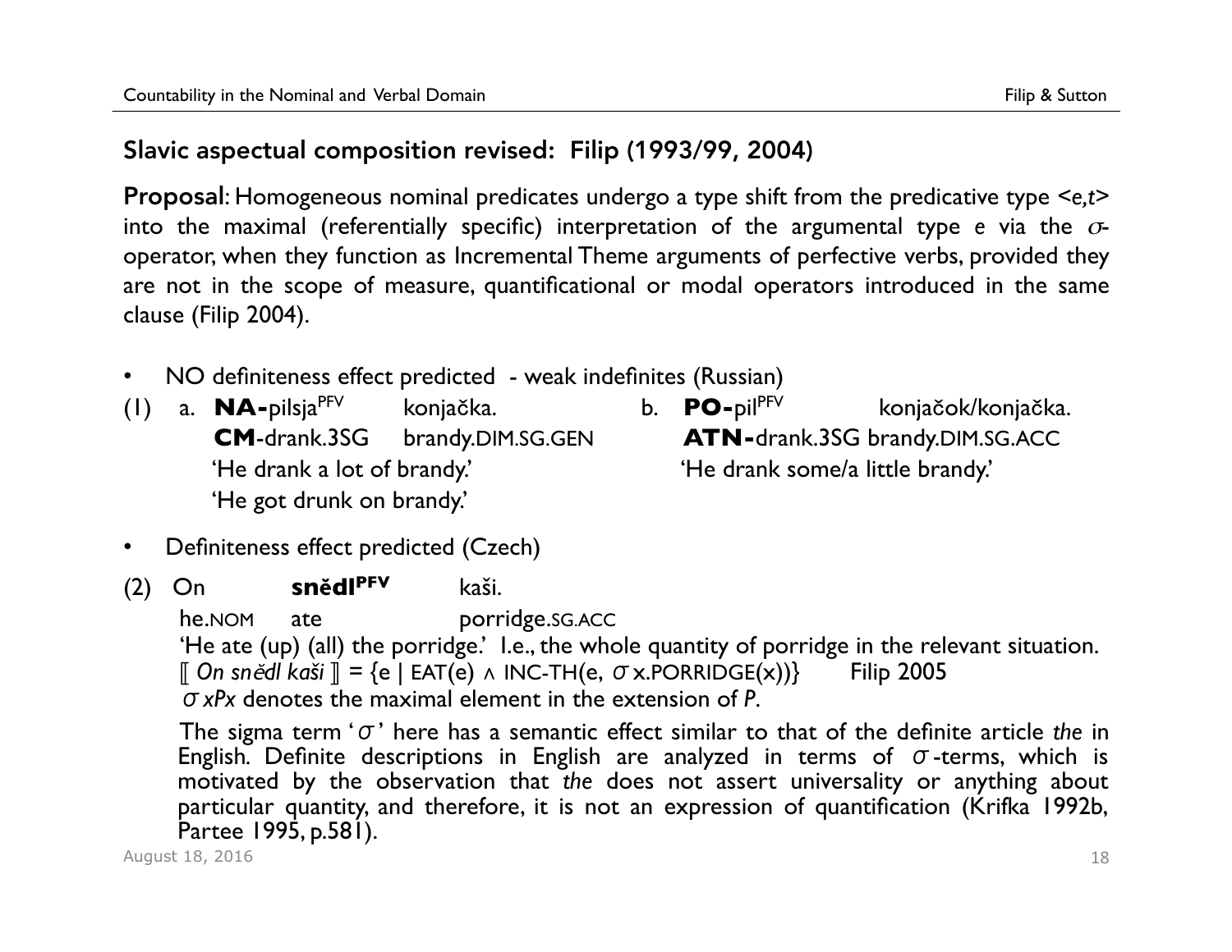## Slavic aspectual composition revised: Filip (1993/99, 2004)

**Proposal**: Homogeneous nominal predicates undergo a type shift from the predicative type <*e,t*> into the maximal (referentially specific) interpretation of the argumental type *e* via the $\sigma$-operator, when they function as Incremental Theme arguments of perfective verbs, provided they are not in the scope of measure, quantificational or modal operators introduced in the same clause (Filip 2004).

- NO definiteness effect predicted - weak indefinites (Russian)

(1) a. **NA-**pilsja$^{PFV}$ konjačka.
**CM**-drank.3SG brandy.DIM.SG.GEN
'He drank a lot of brandy.'
'He got drunk on brandy.'

b. **PO-**pil$^{PFV}$ konjačok/konjačka.
**ATN-**drank.3SG brandy.DIM.SG.ACC
'He drank some/a little brandy.'

- Definiteness effect predicted (Czech)

(2) On **snědl$^{PFV}$** kaši.
he.NOM ate porridge.SG.ACC
'He ate (up) (all) the porridge.' I.e., the whole quantity of porridge in the relevant situation.
$[\![$ *On snědl kaši* $]\!]$ = {e | EAT(e) ∧ INC-TH(e, $\sigma$x.PORRIDGE(x))} Filip 2005
$\sigma xPx$ denotes the maximal element in the extension of *P*.

The sigma term '$\sigma$' here has a semantic effect similar to that of the definite article *the* in English. Definite descriptions in English are analyzed in terms of $\sigma$-terms, which is motivated by the observation that *the* does not assert universality or anything about particular quantity, and therefore, it is not an expression of quantification (Krifka 1992b, Partee 1995, p.581).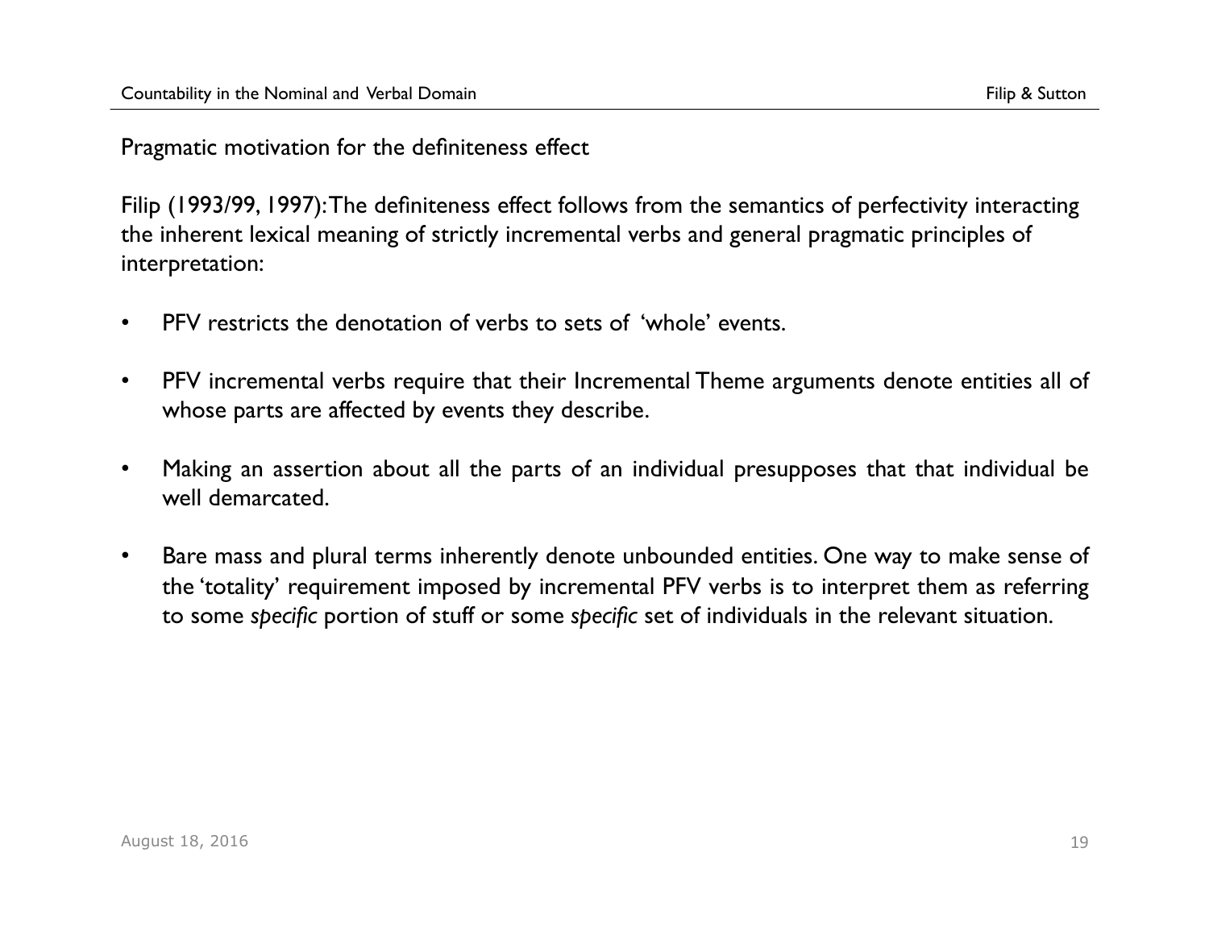## Pragmatic motivation for the definiteness effect

Filip (1993/99, 1997): The definiteness effect follows from the semantics of perfectivity interacting the inherent lexical meaning of strictly incremental verbs and general pragmatic principles of interpretation:

- PFV restricts the denotation of verbs to sets of 'whole' events.
- PFV incremental verbs require that their Incremental Theme arguments denote entities all of whose parts are affected by events they describe.
- Making an assertion about all the parts of an individual presupposes that that individual be well demarcated.
- Bare mass and plural terms inherently denote unbounded entities. One way to make sense of the 'totality' requirement imposed by incremental PFV verbs is to interpret them as referring to some *specific* portion of stuff or some *specific* set of individuals in the relevant situation.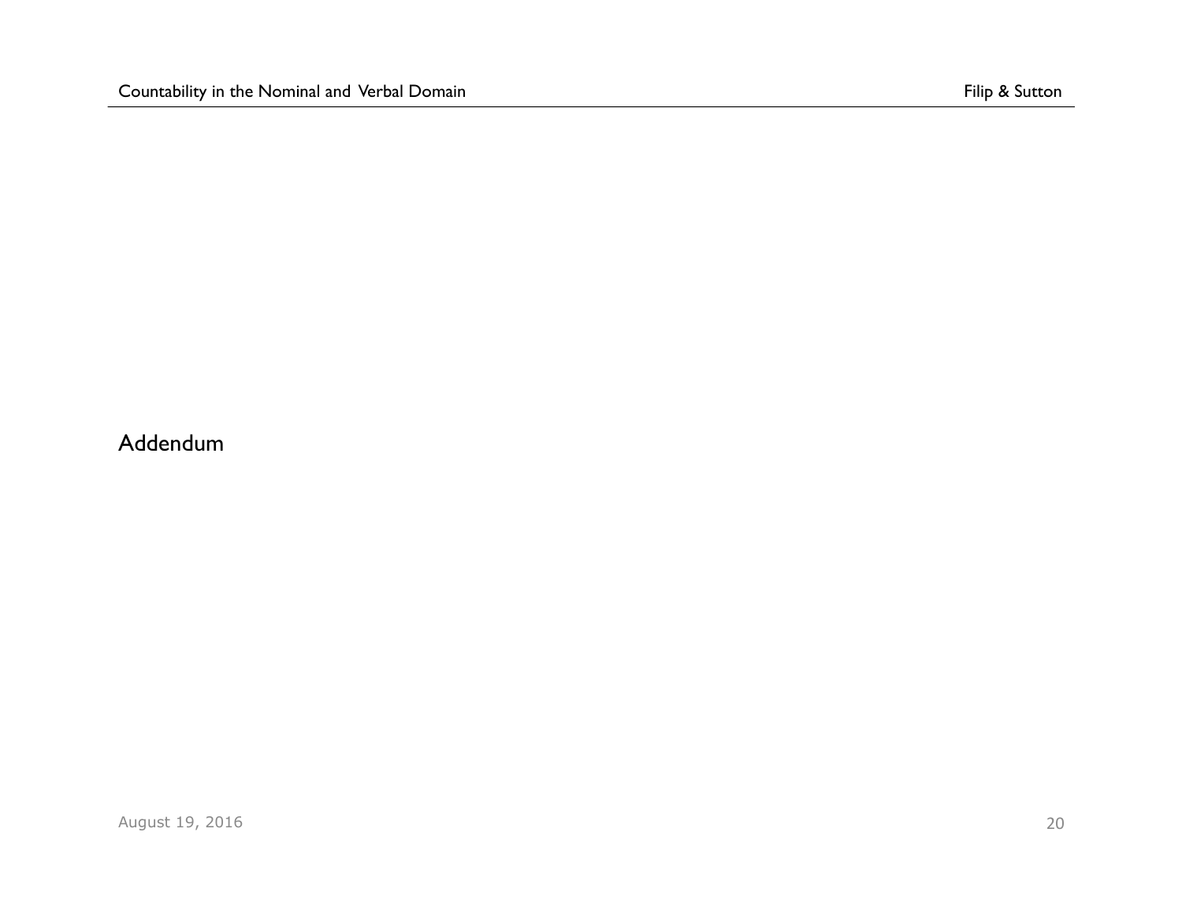# Addendum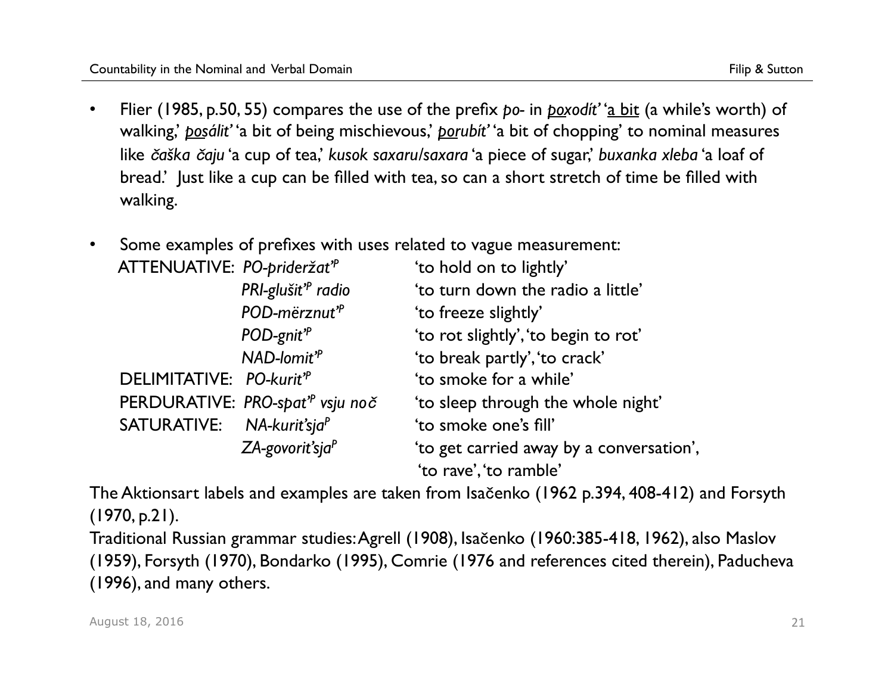- Flier (1985, p.50, 55) compares the use of the prefix *po-* in *poxodít'* 'a bit (a while's worth) of walking,' *posálit'* 'a bit of being mischievous,' *porubít'* 'a bit of chopping' to nominal measures like *čaška čaju* 'a cup of tea,' *kusok saxaru/saxara* 'a piece of sugar,' *buxanka xleba* 'a loaf of bread.' Just like a cup can be filled with tea, so can a short stretch of time be filled with walking.

- Some examples of prefixes with uses related to vague measurement:

| | | |
|---|---|---|
| ATTENUATIVE: | *PO-prideržat'*[P] | 'to hold on to lightly' |
| | *PRI-glušit'*[P] *radio* | 'to turn down the radio a little' |
| | *POD-mërznut'*[P] | 'to freeze slightly' |
| | *POD-gnit'*[P] | 'to rot slightly', 'to begin to rot' |
| | *NAD-lomit'*[P] | 'to break partly', 'to crack' |
| DELIMITATIVE: | *PO-kurit'*[P] | 'to smoke for a while' |
| PERDURATIVE: | *PRO-spat'*[P] *vsju noč* | 'to sleep through the whole night' |
| SATURATIVE: | *NA-kurit'sja*[P] | 'to smoke one's fill' |
| | *ZA-govorit'sja*[P] | 'to get carried away by a conversation', 'to rave', 'to ramble' |

The Aktionsart labels and examples are taken from Isačenko (1962 p.394, 408-412) and Forsyth (1970, p.21).

Traditional Russian grammar studies: Agrell (1908), Isačenko (1960:385-418, 1962), also Maslov (1959), Forsyth (1970), Bondarko (1995), Comrie (1976 and references cited therein), Paducheva (1996), and many others.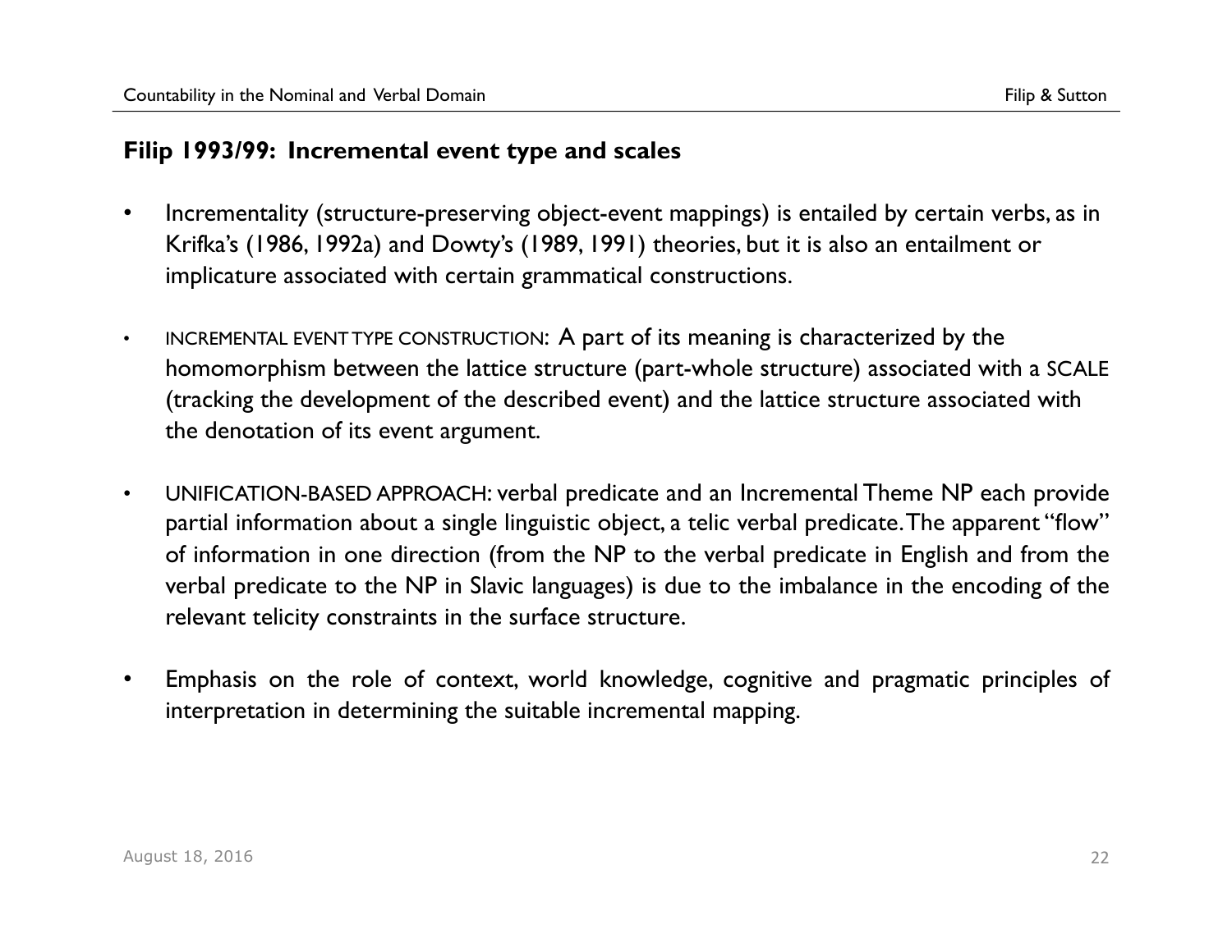## Filip 1993/99: Incremental event type and scales

- Incrementality (structure-preserving object-event mappings) is entailed by certain verbs, as in Krifka's (1986, 1992a) and Dowty's (1989, 1991) theories, but it is also an entailment or implicature associated with certain grammatical constructions.
- INCREMENTAL EVENT TYPE CONSTRUCTION: A part of its meaning is characterized by the homomorphism between the lattice structure (part-whole structure) associated with a SCALE (tracking the development of the described event) and the lattice structure associated with the denotation of its event argument.
- UNIFICATION-BASED APPROACH: verbal predicate and an Incremental Theme NP each provide partial information about a single linguistic object, a telic verbal predicate. The apparent "flow" of information in one direction (from the NP to the verbal predicate in English and from the verbal predicate to the NP in Slavic languages) is due to the imbalance in the encoding of the relevant telicity constraints in the surface structure.
- Emphasis on the role of context, world knowledge, cognitive and pragmatic principles of interpretation in determining the suitable incremental mapping.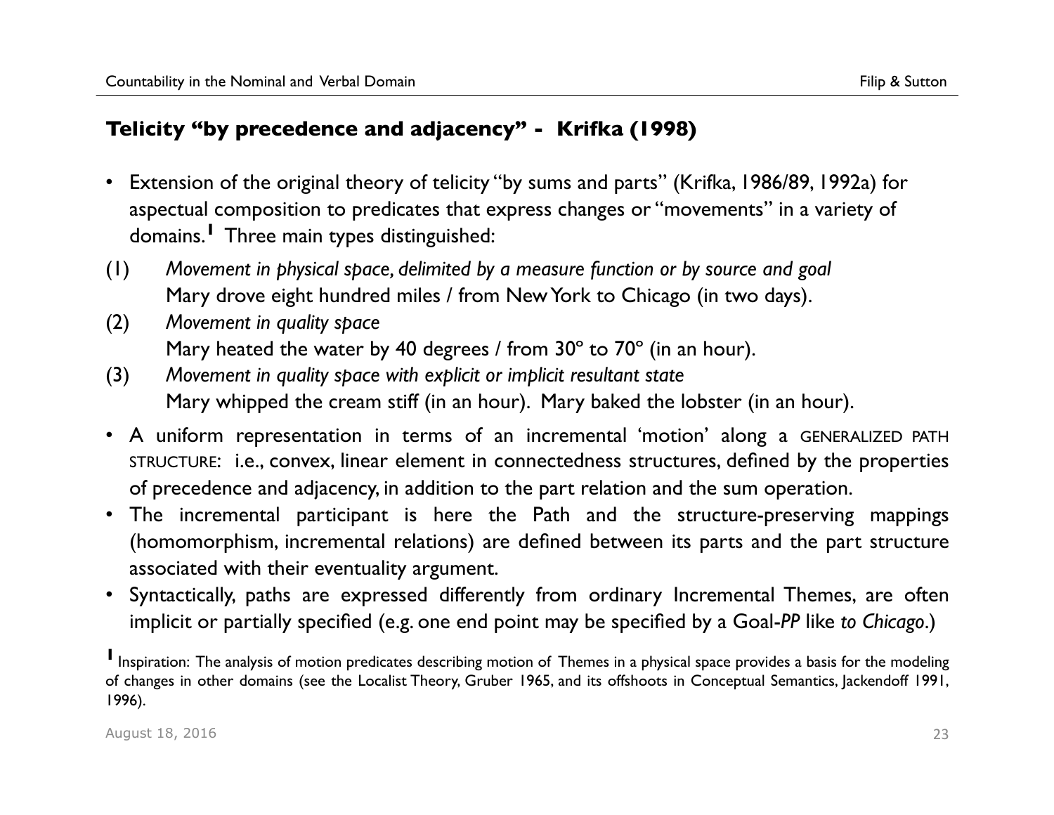## Telicity "by precedence and adjacency" - Krifka (1998)

- Extension of the original theory of telicity "by sums and parts" (Krifka, 1986/89, 1992a) for aspectual composition to predicates that express changes or "movements" in a variety of domains.[1] Three main types distinguished:

(1) *Movement in physical space, delimited by a measure function or by source and goal*
Mary drove eight hundred miles / from New York to Chicago (in two days).

(2) *Movement in quality space*
Mary heated the water by 40 degrees / from 30º to 70º (in an hour).

(3) *Movement in quality space with explicit or implicit resultant state*
Mary whipped the cream stiff (in an hour). Mary baked the lobster (in an hour).

- A uniform representation in terms of an incremental 'motion' along a GENERALIZED PATH STRUCTURE: i.e., convex, linear element in connectedness structures, defined by the properties of precedence and adjacency, in addition to the part relation and the sum operation.
- The incremental participant is here the Path and the structure-preserving mappings (homomorphism, incremental relations) are defined between its parts and the part structure associated with their eventuality argument.
- Syntactically, paths are expressed differently from ordinary Incremental Themes, are often implicit or partially specified (e.g. one end point may be specified by a Goal-*PP* like *to Chicago*.)

[1] Inspiration: The analysis of motion predicates describing motion of Themes in a physical space provides a basis for the modeling of changes in other domains (see the Localist Theory, Gruber 1965, and its offshoots in Conceptual Semantics, Jackendoff 1991, 1996).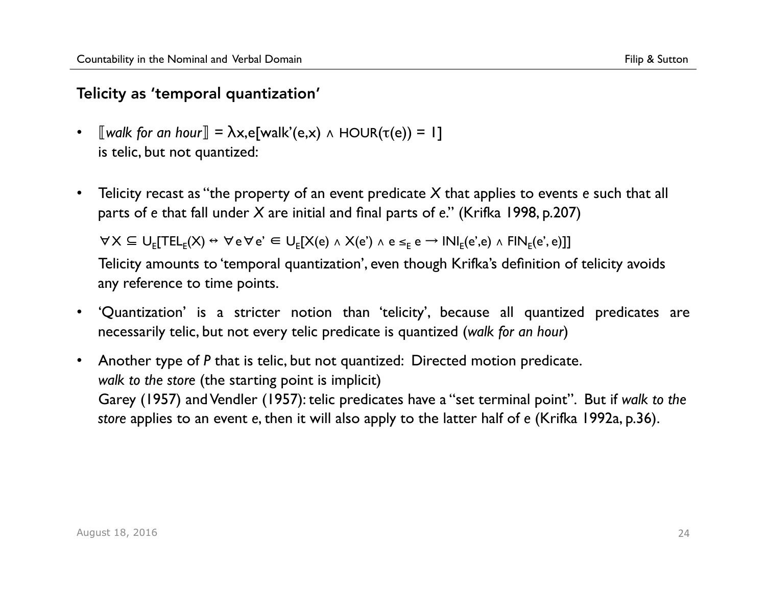## Telicity as 'temporal quantization'

- $[\![\textit{walk for an hour}]\!] = \lambda x,e[\text{walk'}(e,x) \wedge \text{HOUR}(\tau(e)) = 1]$
  is telic, but not quantized:

- Telicity recast as "the property of an event predicate *X* that applies to events *e* such that all parts of *e* that fall under *X* are initial and final parts of *e*." (Krifka 1998, p.207)

  $\forall X \subseteq U_E[\text{TEL}_E(X) \leftrightarrow \forall e \forall e' \in U_E[X(e) \wedge X(e') \wedge e \leq_E e \rightarrow \text{INI}_E(e',e) \wedge \text{FIN}_E(e', e)]]$

  Telicity amounts to 'temporal quantization', even though Krifka's definition of telicity avoids any reference to time points.

- 'Quantization' is a stricter notion than 'telicity', because all quantized predicates are necessarily telic, but not every telic predicate is quantized (*walk for an hour*)

- Another type of *P* that is telic, but not quantized: Directed motion predicate.
  *walk to the store* (the starting point is implicit)
  Garey (1957) and Vendler (1957): telic predicates have a "set terminal point". But if *walk to the store* applies to an event *e*, then it will also apply to the latter half of *e* (Krifka 1992a, p.36).